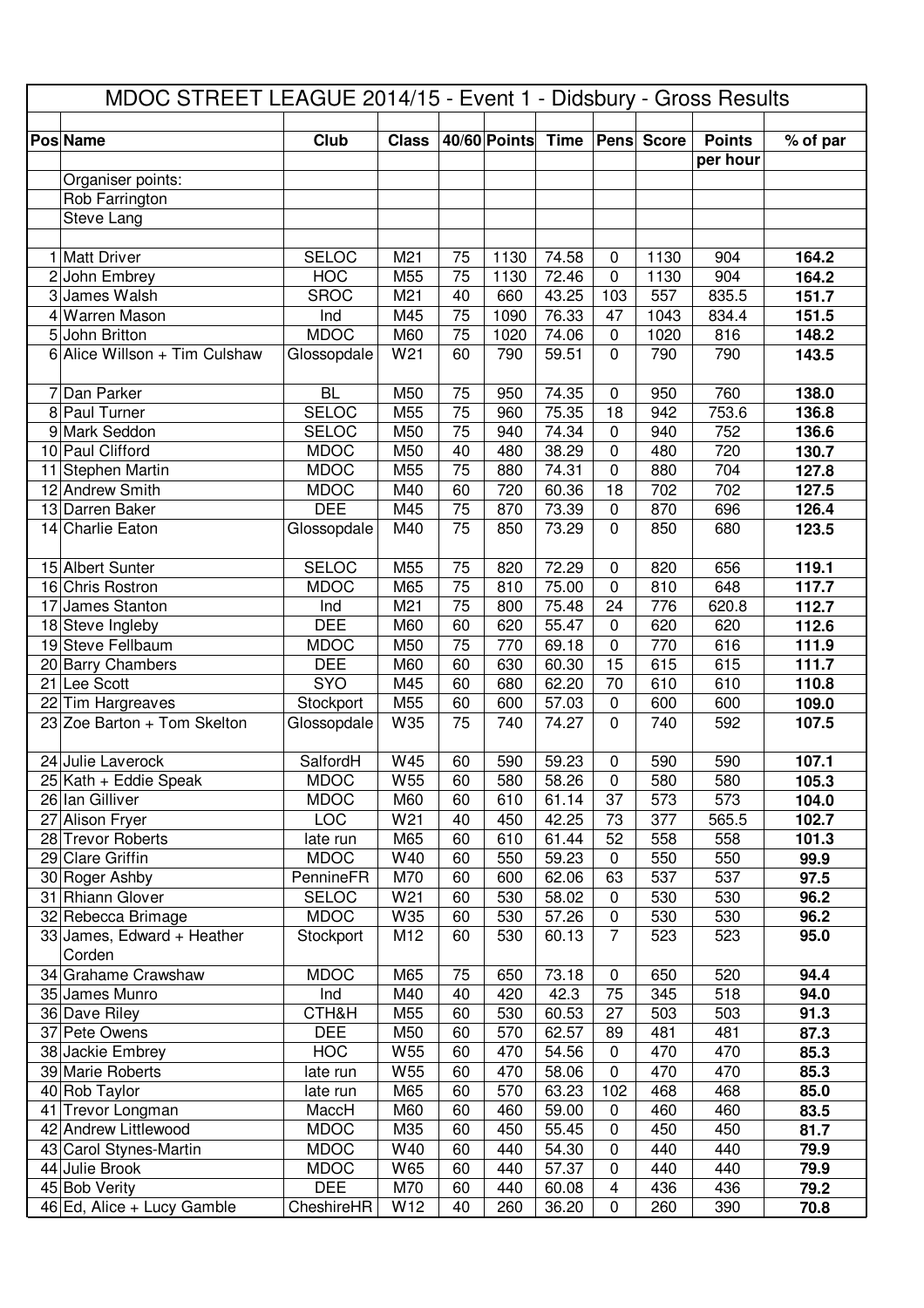# MDOC STREET LEAGUE 2014/15 - Event 1 - Didsbury - Gross Results

| Pos | Name | Club | Class | 40/60 | Points | Time | Pens | Score | Points per hour | % of par |
|---|---|---|---|---|---|---|---|---|---|---|
| | Organiser points: | | | | | | | | | |
| | Rob Farrington | | | | | | | | | |
| | Steve Lang | | | | | | | | | |
| 1 | Matt Driver | SELOC | M21 | 75 | 1130 | 74.58 | 0 | 1130 | 904 | **164.2** |
| 2 | John Embrey | HOC | M55 | 75 | 1130 | 72.46 | 0 | 1130 | 904 | **164.2** |
| 3 | James Walsh | SROC | M21 | 40 | 660 | 43.25 | 103 | 557 | 835.5 | **151.7** |
| 4 | Warren Mason | Ind | M45 | 75 | 1090 | 76.33 | 47 | 1043 | 834.4 | **151.5** |
| 5 | John Britton | MDOC | M60 | 75 | 1020 | 74.06 | 0 | 1020 | 816 | **148.2** |
| 6 | Alice Willson + Tim Culshaw | Glossopdale | W21 | 60 | 790 | 59.51 | 0 | 790 | 790 | **143.5** |
| 7 | Dan Parker | BL | M50 | 75 | 950 | 74.35 | 0 | 950 | 760 | **138.0** |
| 8 | Paul Turner | SELOC | M55 | 75 | 960 | 75.35 | 18 | 942 | 753.6 | **136.8** |
| 9 | Mark Seddon | SELOC | M50 | 75 | 940 | 74.34 | 0 | 940 | 752 | **136.6** |
| 10 | Paul Clifford | MDOC | M50 | 40 | 480 | 38.29 | 0 | 480 | 720 | **130.7** |
| 11 | Stephen Martin | MDOC | M55 | 75 | 880 | 74.31 | 0 | 880 | 704 | **127.8** |
| 12 | Andrew Smith | MDOC | M40 | 60 | 720 | 60.36 | 18 | 702 | 702 | **127.5** |
| 13 | Darren Baker | DEE | M45 | 75 | 870 | 73.39 | 0 | 870 | 696 | **126.4** |
| 14 | Charlie Eaton | Glossopdale | M40 | 75 | 850 | 73.29 | 0 | 850 | 680 | **123.5** |
| 15 | Albert Sunter | SELOC | M55 | 75 | 820 | 72.29 | 0 | 820 | 656 | **119.1** |
| 16 | Chris Rostron | MDOC | M65 | 75 | 810 | 75.00 | 0 | 810 | 648 | **117.7** |
| 17 | James Stanton | Ind | M21 | 75 | 800 | 75.48 | 24 | 776 | 620.8 | **112.7** |
| 18 | Steve Ingleby | DEE | M60 | 60 | 620 | 55.47 | 0 | 620 | 620 | **112.6** |
| 19 | Steve Fellbaum | MDOC | M50 | 75 | 770 | 69.18 | 0 | 770 | 616 | **111.9** |
| 20 | Barry Chambers | DEE | M60 | 60 | 630 | 60.30 | 15 | 615 | 615 | **111.7** |
| 21 | Lee Scott | SYO | M45 | 60 | 680 | 62.20 | 70 | 610 | 610 | **110.8** |
| 22 | Tim Hargreaves | Stockport | M55 | 60 | 600 | 57.03 | 0 | 600 | 600 | **109.0** |
| 23 | Zoe Barton + Tom Skelton | Glossopdale | W35 | 75 | 740 | 74.27 | 0 | 740 | 592 | **107.5** |
| 24 | Julie Laverock | SalfordH | W45 | 60 | 590 | 59.23 | 0 | 590 | 590 | **107.1** |
| 25 | Kath + Eddie Speak | MDOC | W55 | 60 | 580 | 58.26 | 0 | 580 | 580 | **105.3** |
| 26 | Ian Gilliver | MDOC | M60 | 60 | 610 | 61.14 | 37 | 573 | 573 | **104.0** |
| 27 | Alison Fryer | LOC | W21 | 40 | 450 | 42.25 | 73 | 377 | 565.5 | **102.7** |
| 28 | Trevor Roberts | late run | M65 | 60 | 610 | 61.44 | 52 | 558 | 558 | **101.3** |
| 29 | Clare Griffin | MDOC | W40 | 60 | 550 | 59.23 | 0 | 550 | 550 | **99.9** |
| 30 | Roger Ashby | PennineFR | M70 | 60 | 600 | 62.06 | 63 | 537 | 537 | **97.5** |
| 31 | Rhiann Glover | SELOC | W21 | 60 | 530 | 58.02 | 0 | 530 | 530 | **96.2** |
| 32 | Rebecca Brimage | MDOC | W35 | 60 | 530 | 57.26 | 0 | 530 | 530 | **96.2** |
| 33 | James, Edward + Heather Corden | Stockport | M12 | 60 | 530 | 60.13 | 7 | 523 | 523 | **95.0** |
| 34 | Grahame Crawshaw | MDOC | M65 | 75 | 650 | 73.18 | 0 | 650 | 520 | **94.4** |
| 35 | James Munro | Ind | M40 | 40 | 420 | 42.3 | 75 | 345 | 518 | **94.0** |
| 36 | Dave Riley | CTH&H | M55 | 60 | 530 | 60.53 | 27 | 503 | 503 | **91.3** |
| 37 | Pete Owens | DEE | M50 | 60 | 570 | 62.57 | 89 | 481 | 481 | **87.3** |
| 38 | Jackie Embrey | HOC | W55 | 60 | 470 | 54.56 | 0 | 470 | 470 | **85.3** |
| 39 | Marie Roberts | late run | W55 | 60 | 470 | 58.06 | 0 | 470 | 470 | **85.3** |
| 40 | Rob Taylor | late run | M65 | 60 | 570 | 63.23 | 102 | 468 | 468 | **85.0** |
| 41 | Trevor Longman | MaccH | M60 | 60 | 460 | 59.00 | 0 | 460 | 460 | **83.5** |
| 42 | Andrew Littlewood | MDOC | M35 | 60 | 450 | 55.45 | 0 | 450 | 450 | **81.7** |
| 43 | Carol Stynes-Martin | MDOC | W40 | 60 | 440 | 54.30 | 0 | 440 | 440 | **79.9** |
| 44 | Julie Brook | MDOC | W65 | 60 | 440 | 57.37 | 0 | 440 | 440 | **79.9** |
| 45 | Bob Verity | DEE | M70 | 60 | 440 | 60.08 | 4 | 436 | 436 | **79.2** |
| 46 | Ed, Alice + Lucy Gamble | CheshireHR | W12 | 40 | 260 | 36.20 | 0 | 260 | 390 | **70.8** |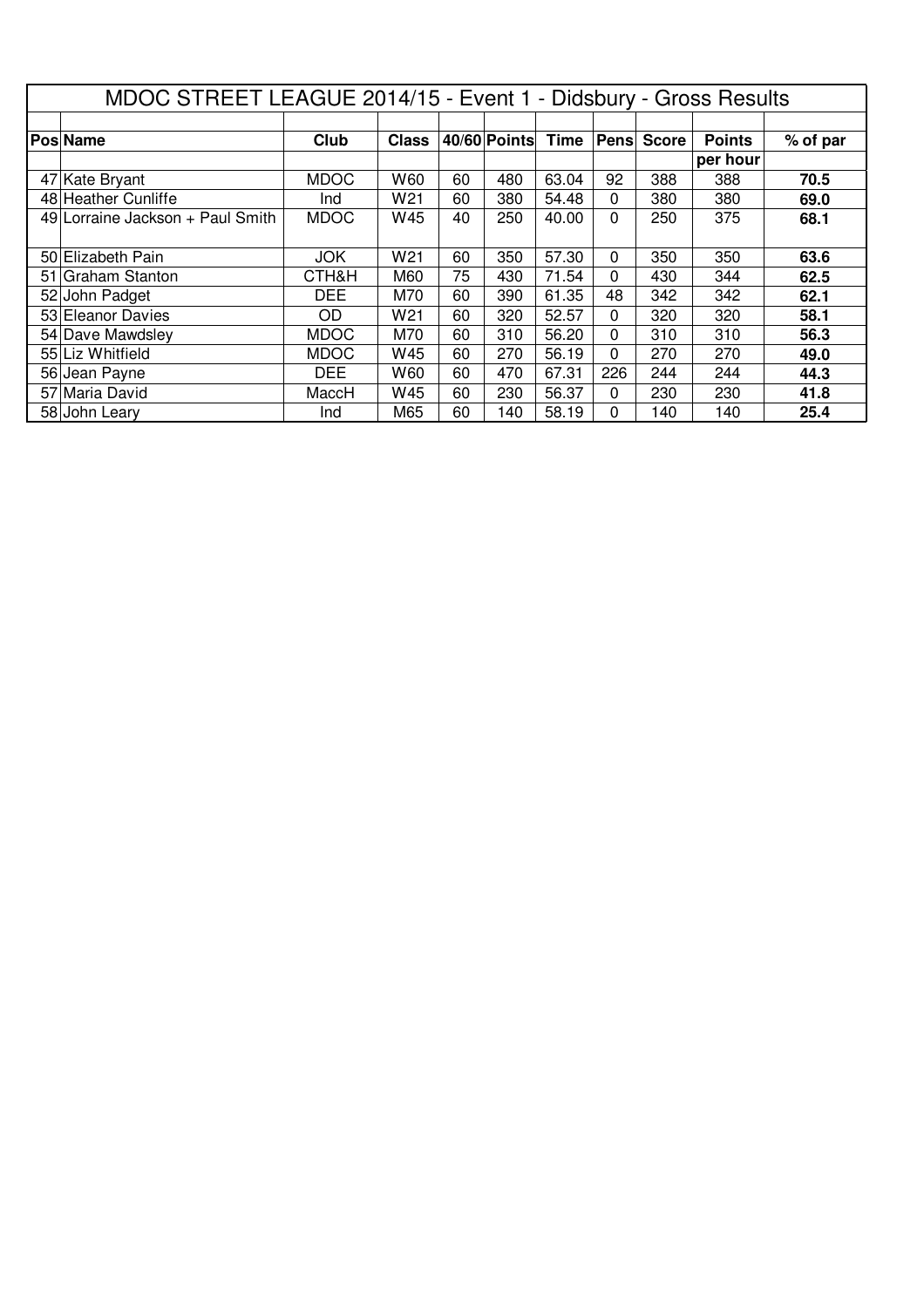# MDOC STREET LEAGUE 2014/15 - Event 1 - Didsbury - Gross Results

| Pos | Name | Club | Class | 40/60 | Points | Time | Pens | Score | Points per hour | % of par |
|---|---|---|---|---|---|---|---|---|---|---|
| 47 | Kate Bryant | MDOC | W60 | 60 | 480 | 63.04 | 92 | 388 | 388 | **70.5** |
| 48 | Heather Cunliffe | Ind | W21 | 60 | 380 | 54.48 | 0 | 380 | 380 | **69.0** |
| 49 | Lorraine Jackson + Paul Smith | MDOC | W45 | 40 | 250 | 40.00 | 0 | 250 | 375 | **68.1** |
| 50 | Elizabeth Pain | JOK | W21 | 60 | 350 | 57.30 | 0 | 350 | 350 | **63.6** |
| 51 | Graham Stanton | CTH&H | M60 | 75 | 430 | 71.54 | 0 | 430 | 344 | **62.5** |
| 52 | John Padget | DEE | M70 | 60 | 390 | 61.35 | 48 | 342 | 342 | **62.1** |
| 53 | Eleanor Davies | OD | W21 | 60 | 320 | 52.57 | 0 | 320 | 320 | **58.1** |
| 54 | Dave Mawdsley | MDOC | M70 | 60 | 310 | 56.20 | 0 | 310 | 310 | **56.3** |
| 55 | Liz Whitfield | MDOC | W45 | 60 | 270 | 56.19 | 0 | 270 | 270 | **49.0** |
| 56 | Jean Payne | DEE | W60 | 60 | 470 | 67.31 | 226 | 244 | 244 | **44.3** |
| 57 | Maria David | MaccH | W45 | 60 | 230 | 56.37 | 0 | 230 | 230 | **41.8** |
| 58 | John Leary | Ind | M65 | 60 | 140 | 58.19 | 0 | 140 | 140 | **25.4** |